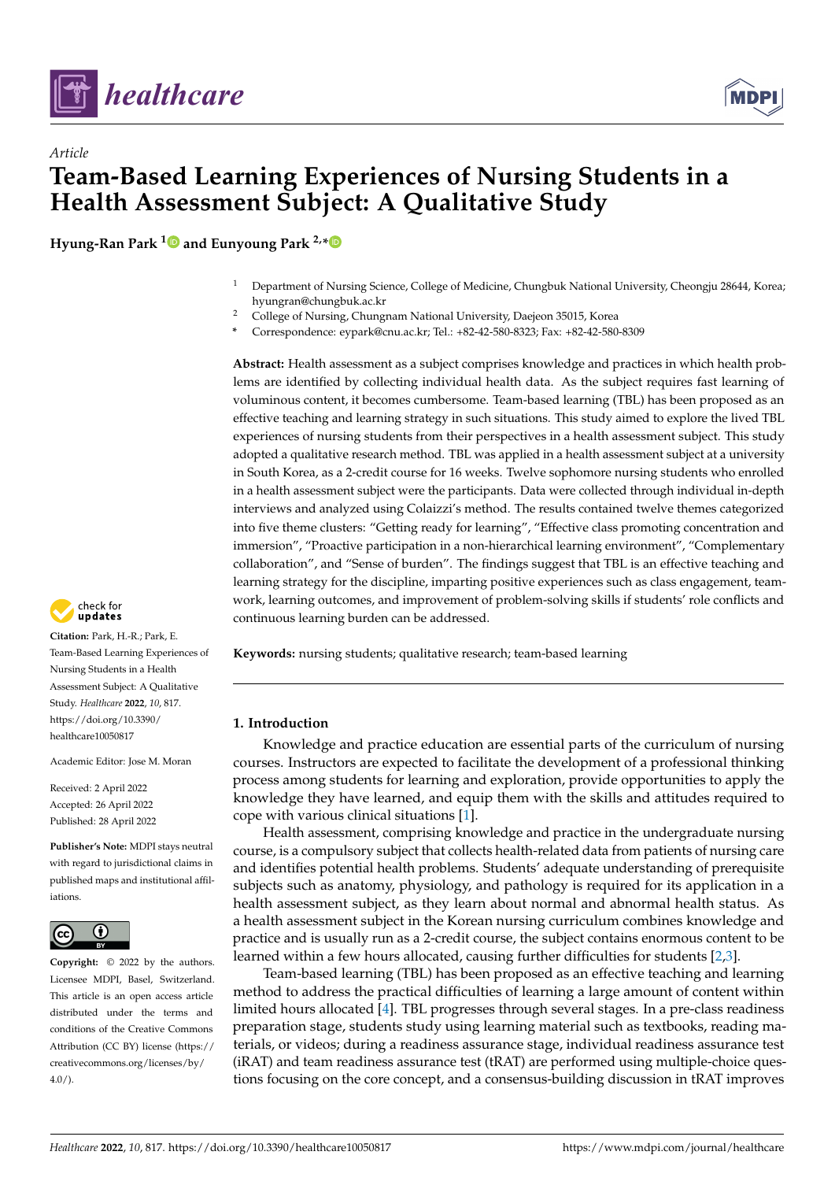*Article*

# Team-Based Learning Experiences of Nursing Students in a Health Assessment Subject: A Qualitative Study

**Hyung-Ran Park [1] and Eunyoung Park [2,*]**

[1] Department of Nursing Science, College of Medicine, Chungbuk National University, Cheongju 28644, Korea; hyungran@chungbuk.ac.kr

[2] College of Nursing, Chungnam National University, Daejeon 35015, Korea

* Correspondence: eypark@cnu.ac.kr; Tel.: +82-42-580-8323; Fax: +82-42-580-8309

**Abstract:** Health assessment as a subject comprises knowledge and practices in which health problems are identified by collecting individual health data. As the subject requires fast learning of voluminous content, it becomes cumbersome. Team-based learning (TBL) has been proposed as an effective teaching and learning strategy in such situations. This study aimed to explore the lived TBL experiences of nursing students from their perspectives in a health assessment subject. This study adopted a qualitative research method. TBL was applied in a health assessment subject at a university in South Korea, as a 2-credit course for 16 weeks. Twelve sophomore nursing students who enrolled in a health assessment subject were the participants. Data were collected through individual in-depth interviews and analyzed using Colaizzi's method. The results contained twelve themes categorized into five theme clusters: "Getting ready for learning", "Effective class promoting concentration and immersion", "Proactive participation in a non-hierarchical learning environment", "Complementary collaboration", and "Sense of burden". The findings suggest that TBL is an effective teaching and learning strategy for the discipline, imparting positive experiences such as class engagement, teamwork, learning outcomes, and improvement of problem-solving skills if students' role conflicts and continuous learning burden can be addressed.

**Keywords:** nursing students; qualitative research; team-based learning

**Citation:** Park, H.-R.; Park, E. Team-Based Learning Experiences of Nursing Students in a Health Assessment Subject: A Qualitative Study. *Healthcare* **2022**, *10*, 817. https://doi.org/10.3390/healthcare10050817

Academic Editor: Jose M. Moran

Received: 2 April 2022
Accepted: 26 April 2022
Published: 28 April 2022

**Publisher's Note:** MDPI stays neutral with regard to jurisdictional claims in published maps and institutional affiliations.

**Copyright:** © 2022 by the authors. Licensee MDPI, Basel, Switzerland. This article is an open access article distributed under the terms and conditions of the Creative Commons Attribution (CC BY) license (https://creativecommons.org/licenses/by/4.0/).

## 1. Introduction

Knowledge and practice education are essential parts of the curriculum of nursing courses. Instructors are expected to facilitate the development of a professional thinking process among students for learning and exploration, provide opportunities to apply the knowledge they have learned, and equip them with the skills and attitudes required to cope with various clinical situations [1].

Health assessment, comprising knowledge and practice in the undergraduate nursing course, is a compulsory subject that collects health-related data from patients of nursing care and identifies potential health problems. Students' adequate understanding of prerequisite subjects such as anatomy, physiology, and pathology is required for its application in a health assessment subject, as they learn about normal and abnormal health status. As a health assessment subject in the Korean nursing curriculum combines knowledge and practice and is usually run as a 2-credit course, the subject contains enormous content to be learned within a few hours allocated, causing further difficulties for students [2,3].

Team-based learning (TBL) has been proposed as an effective teaching and learning method to address the practical difficulties of learning a large amount of content within limited hours allocated [4]. TBL progresses through several stages. In a pre-class readiness preparation stage, students study using learning material such as textbooks, reading materials, or videos; during a readiness assurance stage, individual readiness assurance test (iRAT) and team readiness assurance test (tRAT) are performed using multiple-choice questions focusing on the core concept, and a consensus-building discussion in tRAT improves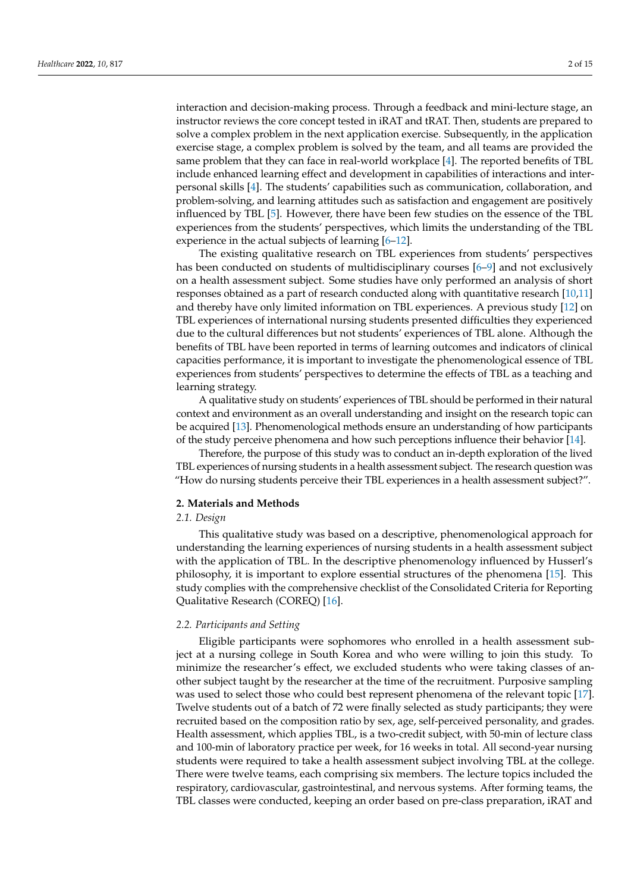interaction and decision-making process. Through a feedback and mini-lecture stage, an instructor reviews the core concept tested in iRAT and tRAT. Then, students are prepared to solve a complex problem in the next application exercise. Subsequently, in the application exercise stage, a complex problem is solved by the team, and all teams are provided the same problem that they can face in real-world workplace [4]. The reported benefits of TBL include enhanced learning effect and development in capabilities of interactions and interpersonal skills [4]. The students' capabilities such as communication, collaboration, and problem-solving, and learning attitudes such as satisfaction and engagement are positively influenced by TBL [5]. However, there have been few studies on the essence of the TBL experiences from the students' perspectives, which limits the understanding of the TBL experience in the actual subjects of learning [6–12].

The existing qualitative research on TBL experiences from students' perspectives has been conducted on students of multidisciplinary courses [6–9] and not exclusively on a health assessment subject. Some studies have only performed an analysis of short responses obtained as a part of research conducted along with quantitative research [10,11] and thereby have only limited information on TBL experiences. A previous study [12] on TBL experiences of international nursing students presented difficulties they experienced due to the cultural differences but not students' experiences of TBL alone. Although the benefits of TBL have been reported in terms of learning outcomes and indicators of clinical capacities performance, it is important to investigate the phenomenological essence of TBL experiences from students' perspectives to determine the effects of TBL as a teaching and learning strategy.

A qualitative study on students' experiences of TBL should be performed in their natural context and environment as an overall understanding and insight on the research topic can be acquired [13]. Phenomenological methods ensure an understanding of how participants of the study perceive phenomena and how such perceptions influence their behavior [14].

Therefore, the purpose of this study was to conduct an in-depth exploration of the lived TBL experiences of nursing students in a health assessment subject. The research question was "How do nursing students perceive their TBL experiences in a health assessment subject?".

## 2. Materials and Methods

### *2.1. Design*

This qualitative study was based on a descriptive, phenomenological approach for understanding the learning experiences of nursing students in a health assessment subject with the application of TBL. In the descriptive phenomenology influenced by Husserl's philosophy, it is important to explore essential structures of the phenomena [15]. This study complies with the comprehensive checklist of the Consolidated Criteria for Reporting Qualitative Research (COREQ) [16].

### *2.2. Participants and Setting*

Eligible participants were sophomores who enrolled in a health assessment subject at a nursing college in South Korea and who were willing to join this study. To minimize the researcher's effect, we excluded students who were taking classes of another subject taught by the researcher at the time of the recruitment. Purposive sampling was used to select those who could best represent phenomena of the relevant topic [17]. Twelve students out of a batch of 72 were finally selected as study participants; they were recruited based on the composition ratio by sex, age, self-perceived personality, and grades. Health assessment, which applies TBL, is a two-credit subject, with 50-min of lecture class and 100-min of laboratory practice per week, for 16 weeks in total. All second-year nursing students were required to take a health assessment subject involving TBL at the college. There were twelve teams, each comprising six members. The lecture topics included the respiratory, cardiovascular, gastrointestinal, and nervous systems. After forming teams, the TBL classes were conducted, keeping an order based on pre-class preparation, iRAT and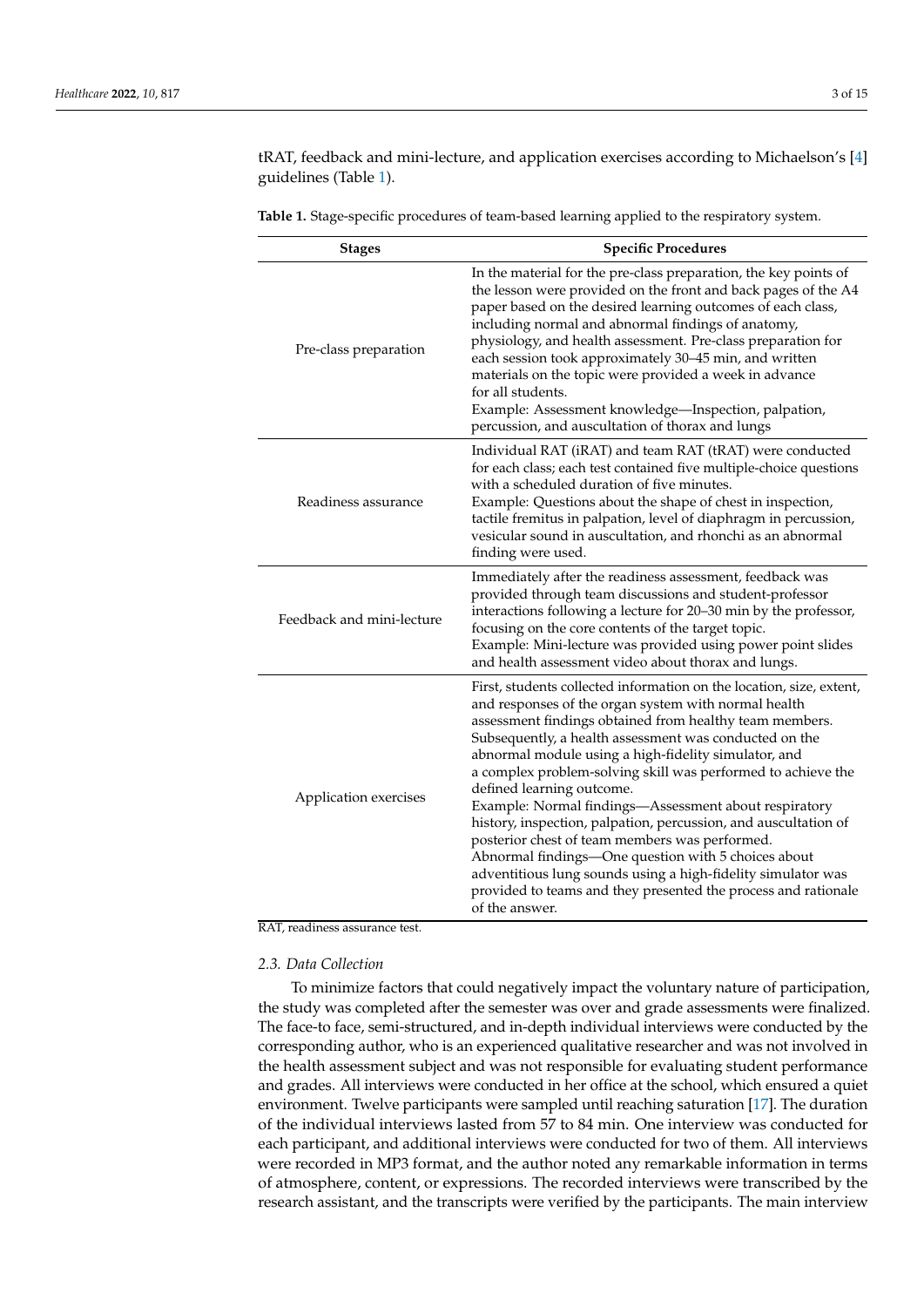tRAT, feedback and mini-lecture, and application exercises according to Michaelson's [4] guidelines (Table 1).

**Table 1.** Stage-specific procedures of team-based learning applied to the respiratory system.

| Stages | Specific Procedures |
|---|---|
| Pre-class preparation | In the material for the pre-class preparation, the key points of the lesson were provided on the front and back pages of the A4 paper based on the desired learning outcomes of each class, including normal and abnormal findings of anatomy, physiology, and health assessment. Pre-class preparation for each session took approximately 30–45 min, and written materials on the topic were provided a week in advance for all students. Example: Assessment knowledge—Inspection, palpation, percussion, and auscultation of thorax and lungs |
| Readiness assurance | Individual RAT (iRAT) and team RAT (tRAT) were conducted for each class; each test contained five multiple-choice questions with a scheduled duration of five minutes. Example: Questions about the shape of chest in inspection, tactile fremitus in palpation, level of diaphragm in percussion, vesicular sound in auscultation, and rhonchi as an abnormal finding were used. |
| Feedback and mini-lecture | Immediately after the readiness assessment, feedback was provided through team discussions and student-professor interactions following a lecture for 20–30 min by the professor, focusing on the core contents of the target topic. Example: Mini-lecture was provided using power point slides and health assessment video about thorax and lungs. |
| Application exercises | First, students collected information on the location, size, extent, and responses of the organ system with normal health assessment findings obtained from healthy team members. Subsequently, a health assessment was conducted on the abnormal module using a high-fidelity simulator, and a complex problem-solving skill was performed to achieve the defined learning outcome. Example: Normal findings—Assessment about respiratory history, inspection, palpation, percussion, and auscultation of posterior chest of team members was performed. Abnormal findings—One question with 5 choices about adventitious lung sounds using a high-fidelity simulator was provided to teams and they presented the process and rationale of the answer. |

RAT, readiness assurance test.

### 2.3. Data Collection

To minimize factors that could negatively impact the voluntary nature of participation, the study was completed after the semester was over and grade assessments were finalized. The face-to face, semi-structured, and in-depth individual interviews were conducted by the corresponding author, who is an experienced qualitative researcher and was not involved in the health assessment subject and was not responsible for evaluating student performance and grades. All interviews were conducted in her office at the school, which ensured a quiet environment. Twelve participants were sampled until reaching saturation [17]. The duration of the individual interviews lasted from 57 to 84 min. One interview was conducted for each participant, and additional interviews were conducted for two of them. All interviews were recorded in MP3 format, and the author noted any remarkable information in terms of atmosphere, content, or expressions. The recorded interviews were transcribed by the research assistant, and the transcripts were verified by the participants. The main interview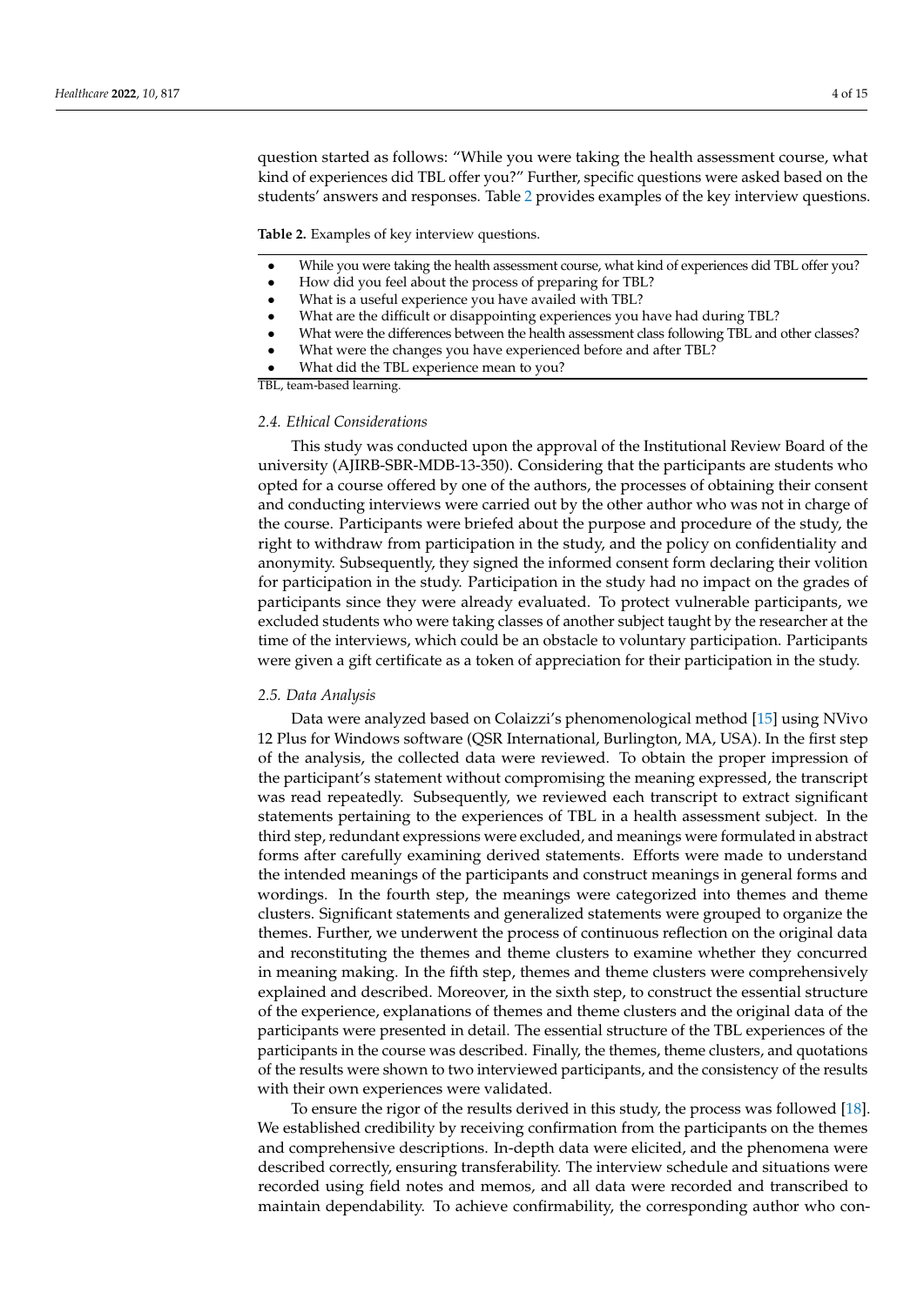question started as follows: "While you were taking the health assessment course, what kind of experiences did TBL offer you?" Further, specific questions were asked based on the students' answers and responses. Table 2 provides examples of the key interview questions.

**Table 2.** Examples of key interview questions.

- While you were taking the health assessment course, what kind of experiences did TBL offer you?
- How did you feel about the process of preparing for TBL?
- What is a useful experience you have availed with TBL?
- What are the difficult or disappointing experiences you have had during TBL?
- What were the differences between the health assessment class following TBL and other classes?
- What were the changes you have experienced before and after TBL?
- What did the TBL experience mean to you?

TBL, team-based learning.

### *2.4. Ethical Considerations*

This study was conducted upon the approval of the Institutional Review Board of the university (AJIRB-SBR-MDB-13-350). Considering that the participants are students who opted for a course offered by one of the authors, the processes of obtaining their consent and conducting interviews were carried out by the other author who was not in charge of the course. Participants were briefed about the purpose and procedure of the study, the right to withdraw from participation in the study, and the policy on confidentiality and anonymity. Subsequently, they signed the informed consent form declaring their volition for participation in the study. Participation in the study had no impact on the grades of participants since they were already evaluated. To protect vulnerable participants, we excluded students who were taking classes of another subject taught by the researcher at the time of the interviews, which could be an obstacle to voluntary participation. Participants were given a gift certificate as a token of appreciation for their participation in the study.

### *2.5. Data Analysis*

Data were analyzed based on Colaizzi's phenomenological method [15] using NVivo 12 Plus for Windows software (QSR International, Burlington, MA, USA). In the first step of the analysis, the collected data were reviewed. To obtain the proper impression of the participant's statement without compromising the meaning expressed, the transcript was read repeatedly. Subsequently, we reviewed each transcript to extract significant statements pertaining to the experiences of TBL in a health assessment subject. In the third step, redundant expressions were excluded, and meanings were formulated in abstract forms after carefully examining derived statements. Efforts were made to understand the intended meanings of the participants and construct meanings in general forms and wordings. In the fourth step, the meanings were categorized into themes and theme clusters. Significant statements and generalized statements were grouped to organize the themes. Further, we underwent the process of continuous reflection on the original data and reconstituting the themes and theme clusters to examine whether they concurred in meaning making. In the fifth step, themes and theme clusters were comprehensively explained and described. Moreover, in the sixth step, to construct the essential structure of the experience, explanations of themes and theme clusters and the original data of the participants were presented in detail. The essential structure of the TBL experiences of the participants in the course was described. Finally, the themes, theme clusters, and quotations of the results were shown to two interviewed participants, and the consistency of the results with their own experiences were validated.

To ensure the rigor of the results derived in this study, the process was followed [18]. We established credibility by receiving confirmation from the participants on the themes and comprehensive descriptions. In-depth data were elicited, and the phenomena were described correctly, ensuring transferability. The interview schedule and situations were recorded using field notes and memos, and all data were recorded and transcribed to maintain dependability. To achieve confirmability, the corresponding author who con-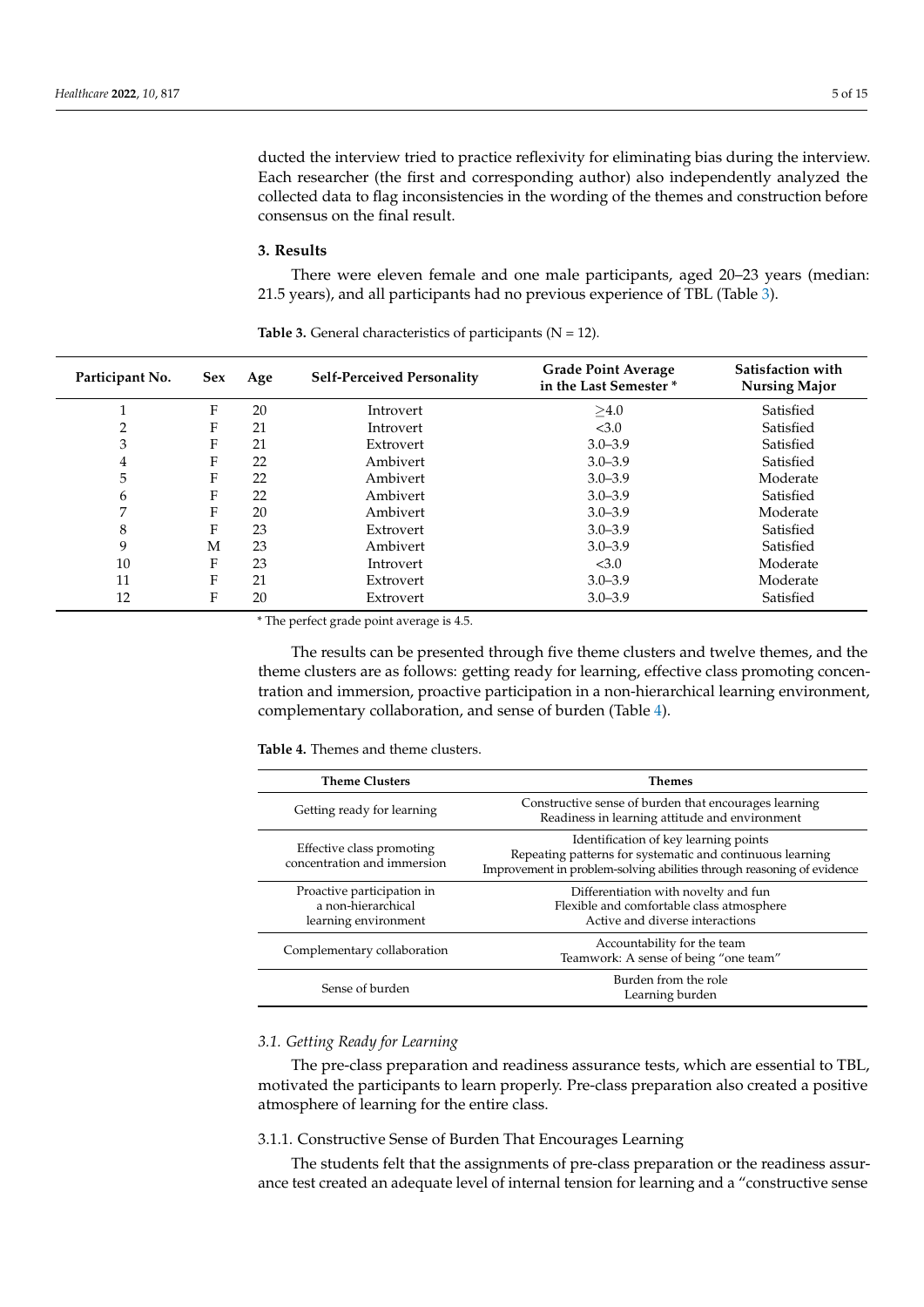ducted the interview tried to practice reflexivity for eliminating bias during the interview. Each researcher (the first and corresponding author) also independently analyzed the collected data to flag inconsistencies in the wording of the themes and construction before consensus on the final result.

## 3. Results

There were eleven female and one male participants, aged 20–23 years (median: 21.5 years), and all participants had no previous experience of TBL (Table 3).

**Table 3.** General characteristics of participants (N = 12).

| Participant No. | Sex | Age | Self-Perceived Personality | Grade Point Average in the Last Semester * | Satisfaction with Nursing Major |
|---|---|---|---|---|---|
| 1 | F | 20 | Introvert | ≥4.0 | Satisfied |
| 2 | F | 21 | Introvert | <3.0 | Satisfied |
| 3 | F | 21 | Extrovert | 3.0–3.9 | Satisfied |
| 4 | F | 22 | Ambivert | 3.0–3.9 | Satisfied |
| 5 | F | 22 | Ambivert | 3.0–3.9 | Moderate |
| 6 | F | 22 | Ambivert | 3.0–3.9 | Satisfied |
| 7 | F | 20 | Ambivert | 3.0–3.9 | Moderate |
| 8 | F | 23 | Extrovert | 3.0–3.9 | Satisfied |
| 9 | M | 23 | Ambivert | 3.0–3.9 | Satisfied |
| 10 | F | 23 | Introvert | <3.0 | Moderate |
| 11 | F | 21 | Extrovert | 3.0–3.9 | Moderate |
| 12 | F | 20 | Extrovert | 3.0–3.9 | Satisfied |

* The perfect grade point average is 4.5.

The results can be presented through five theme clusters and twelve themes, and the theme clusters are as follows: getting ready for learning, effective class promoting concentration and immersion, proactive participation in a non-hierarchical learning environment, complementary collaboration, and sense of burden (Table 4).

**Table 4.** Themes and theme clusters.

| Theme Clusters | Themes |
|---|---|
| Getting ready for learning | Constructive sense of burden that encourages learning<br>Readiness in learning attitude and environment |
| Effective class promoting concentration and immersion | Identification of key learning points<br>Repeating patterns for systematic and continuous learning<br>Improvement in problem-solving abilities through reasoning of evidence |
| Proactive participation in a non-hierarchical learning environment | Differentiation with novelty and fun<br>Flexible and comfortable class atmosphere<br>Active and diverse interactions |
| Complementary collaboration | Accountability for the team<br>Teamwork: A sense of being “one team” |
| Sense of burden | Burden from the role<br>Learning burden |

### *3.1. Getting Ready for Learning*

The pre-class preparation and readiness assurance tests, which are essential to TBL, motivated the participants to learn properly. Pre-class preparation also created a positive atmosphere of learning for the entire class.

#### 3.1.1. Constructive Sense of Burden That Encourages Learning

The students felt that the assignments of pre-class preparation or the readiness assurance test created an adequate level of internal tension for learning and a “constructive sense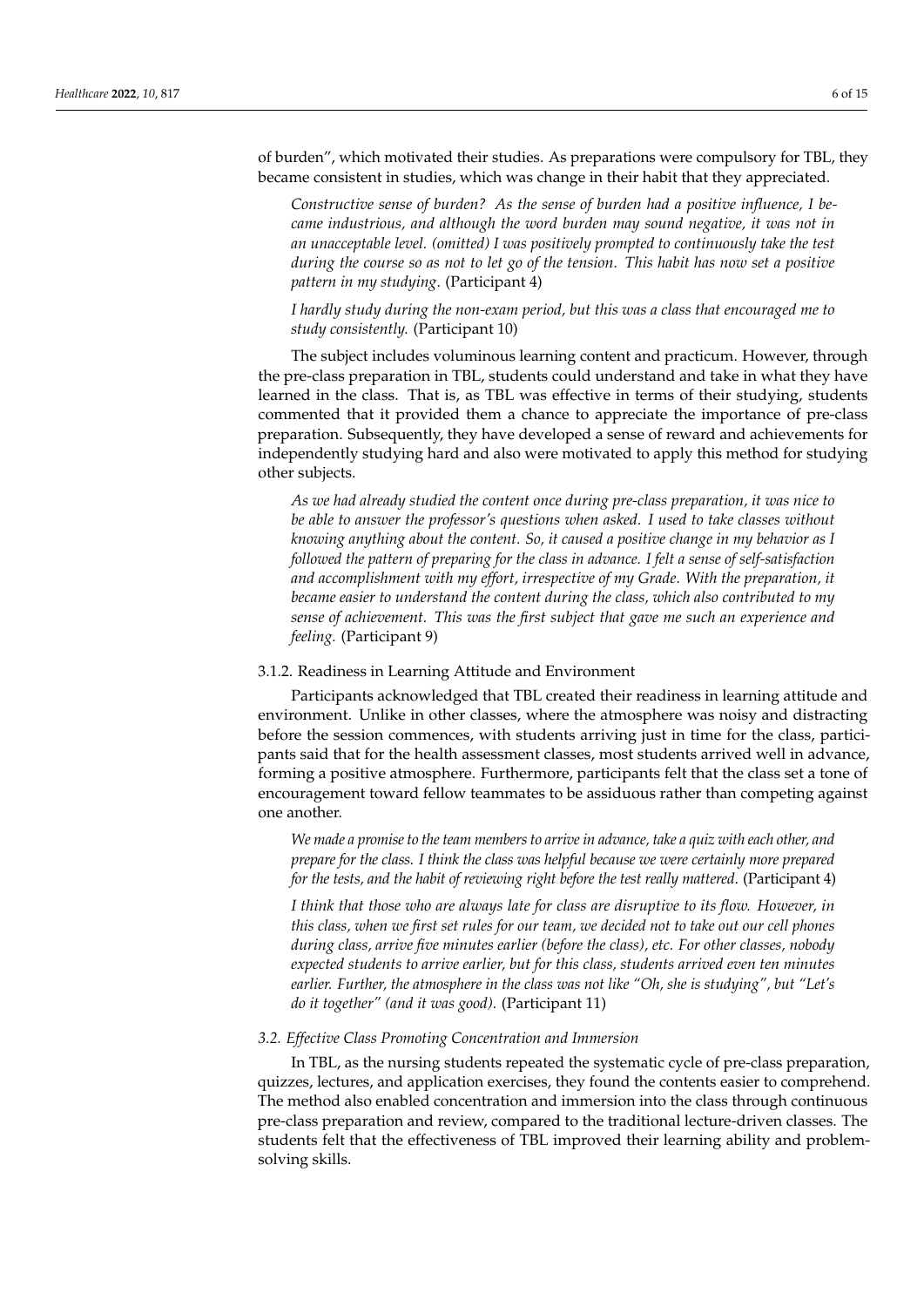of burden", which motivated their studies. As preparations were compulsory for TBL, they became consistent in studies, which was change in their habit that they appreciated.

> *Constructive sense of burden? As the sense of burden had a positive influence, I became industrious, and although the word burden may sound negative, it was not in an unacceptable level. (omitted) I was positively prompted to continuously take the test during the course so as not to let go of the tension. This habit has now set a positive pattern in my studying*. (Participant 4)

> *I hardly study during the non-exam period, but this was a class that encouraged me to study consistently.* (Participant 10)

The subject includes voluminous learning content and practicum. However, through the pre-class preparation in TBL, students could understand and take in what they have learned in the class. That is, as TBL was effective in terms of their studying, students commented that it provided them a chance to appreciate the importance of pre-class preparation. Subsequently, they have developed a sense of reward and achievements for independently studying hard and also were motivated to apply this method for studying other subjects.

> *As we had already studied the content once during pre-class preparation, it was nice to be able to answer the professor's questions when asked. I used to take classes without knowing anything about the content. So, it caused a positive change in my behavior as I followed the pattern of preparing for the class in advance. I felt a sense of self-satisfaction and accomplishment with my effort, irrespective of my Grade. With the preparation, it became easier to understand the content during the class, which also contributed to my sense of achievement. This was the first subject that gave me such an experience and feeling.* (Participant 9)

#### 3.1.2. Readiness in Learning Attitude and Environment

Participants acknowledged that TBL created their readiness in learning attitude and environment. Unlike in other classes, where the atmosphere was noisy and distracting before the session commences, with students arriving just in time for the class, participants said that for the health assessment classes, most students arrived well in advance, forming a positive atmosphere. Furthermore, participants felt that the class set a tone of encouragement toward fellow teammates to be assiduous rather than competing against one another.

> *We made a promise to the team members to arrive in advance, take a quiz with each other, and prepare for the class. I think the class was helpful because we were certainly more prepared for the tests, and the habit of reviewing right before the test really mattered*. (Participant 4)

> *I think that those who are always late for class are disruptive to its flow. However, in this class, when we first set rules for our team, we decided not to take out our cell phones during class, arrive five minutes earlier (before the class), etc. For other classes, nobody expected students to arrive earlier, but for this class, students arrived even ten minutes earlier. Further, the atmosphere in the class was not like "Oh, she is studying", but "Let's do it together" (and it was good).* (Participant 11)

### *3.2. Effective Class Promoting Concentration and Immersion*

In TBL, as the nursing students repeated the systematic cycle of pre-class preparation, quizzes, lectures, and application exercises, they found the contents easier to comprehend. The method also enabled concentration and immersion into the class through continuous pre-class preparation and review, compared to the traditional lecture-driven classes. The students felt that the effectiveness of TBL improved their learning ability and problem-solving skills.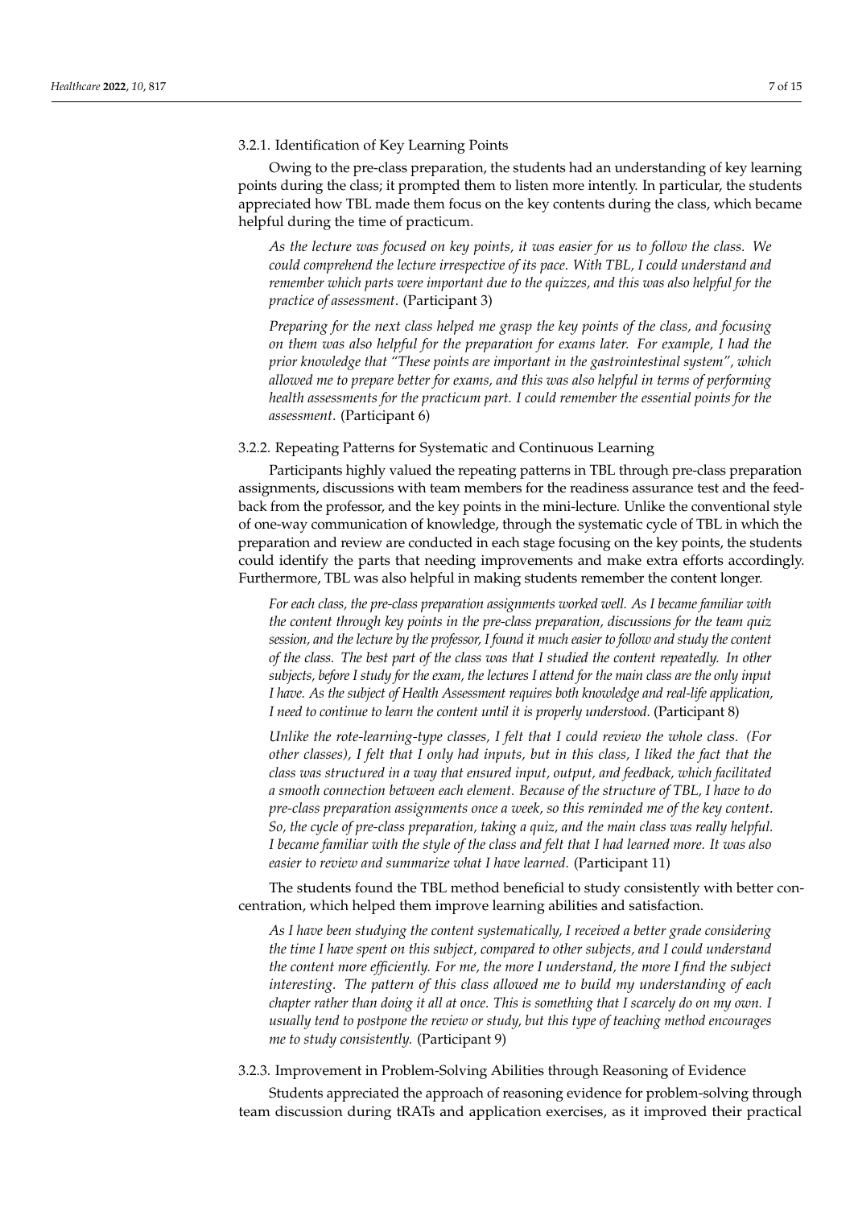#### 3.2.1. Identification of Key Learning Points

Owing to the pre-class preparation, the students had an understanding of key learning points during the class; it prompted them to listen more intently. In particular, the students appreciated how TBL made them focus on the key contents during the class, which became helpful during the time of practicum.

> *As the lecture was focused on key points, it was easier for us to follow the class. We could comprehend the lecture irrespective of its pace. With TBL, I could understand and remember which parts were important due to the quizzes, and this was also helpful for the practice of assessment.* (Participant 3)

> *Preparing for the next class helped me grasp the key points of the class, and focusing on them was also helpful for the preparation for exams later. For example, I had the prior knowledge that "These points are important in the gastrointestinal system", which allowed me to prepare better for exams, and this was also helpful in terms of performing health assessments for the practicum part. I could remember the essential points for the assessment.* (Participant 6)

#### 3.2.2. Repeating Patterns for Systematic and Continuous Learning

Participants highly valued the repeating patterns in TBL through pre-class preparation assignments, discussions with team members for the readiness assurance test and the feedback from the professor, and the key points in the mini-lecture. Unlike the conventional style of one-way communication of knowledge, through the systematic cycle of TBL in which the preparation and review are conducted in each stage focusing on the key points, the students could identify the parts that needing improvements and make extra efforts accordingly. Furthermore, TBL was also helpful in making students remember the content longer.

> *For each class, the pre-class preparation assignments worked well. As I became familiar with the content through key points in the pre-class preparation, discussions for the team quiz session, and the lecture by the professor, I found it much easier to follow and study the content of the class. The best part of the class was that I studied the content repeatedly. In other subjects, before I study for the exam, the lectures I attend for the main class are the only input I have. As the subject of Health Assessment requires both knowledge and real-life application, I need to continue to learn the content until it is properly understood.* (Participant 8)

> *Unlike the rote-learning-type classes, I felt that I could review the whole class. (For other classes), I felt that I only had inputs, but in this class, I liked the fact that the class was structured in a way that ensured input, output, and feedback, which facilitated a smooth connection between each element. Because of the structure of TBL, I have to do pre-class preparation assignments once a week, so this reminded me of the key content. So, the cycle of pre-class preparation, taking a quiz, and the main class was really helpful. I became familiar with the style of the class and felt that I had learned more. It was also easier to review and summarize what I have learned.* (Participant 11)

The students found the TBL method beneficial to study consistently with better concentration, which helped them improve learning abilities and satisfaction.

> *As I have been studying the content systematically, I received a better grade considering the time I have spent on this subject, compared to other subjects, and I could understand the content more efficiently. For me, the more I understand, the more I find the subject interesting. The pattern of this class allowed me to build my understanding of each chapter rather than doing it all at once. This is something that I scarcely do on my own. I usually tend to postpone the review or study, but this type of teaching method encourages me to study consistently.* (Participant 9)

#### 3.2.3. Improvement in Problem-Solving Abilities through Reasoning of Evidence

Students appreciated the approach of reasoning evidence for problem-solving through team discussion during tRATs and application exercises, as it improved their practical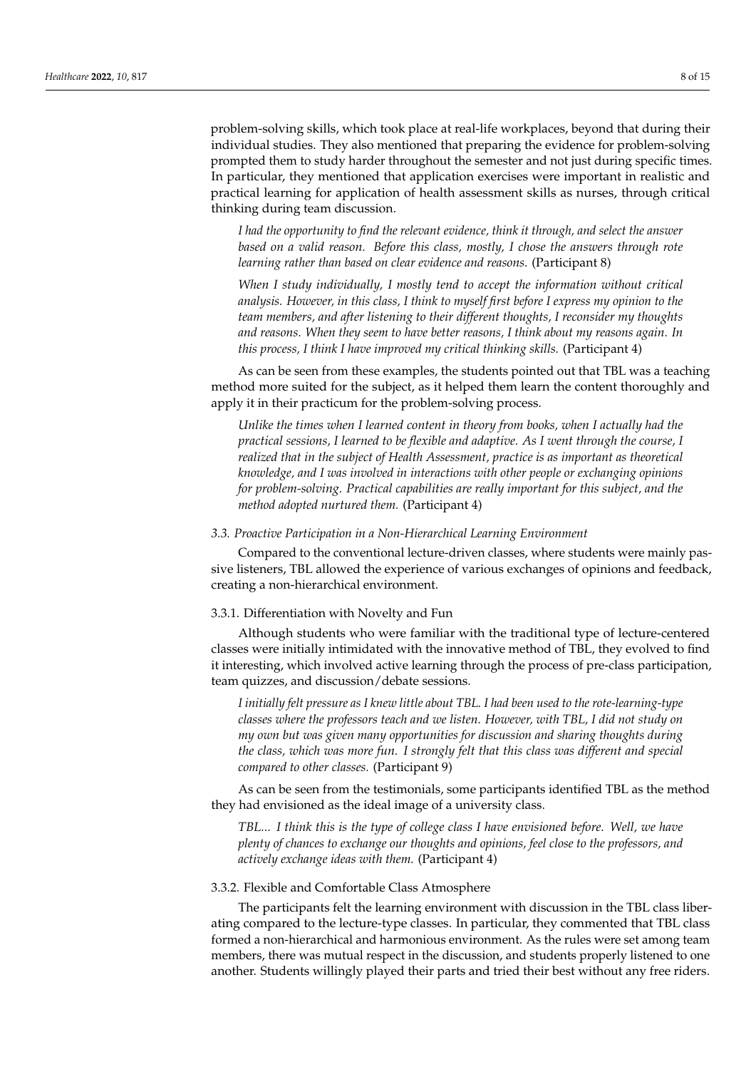problem-solving skills, which took place at real-life workplaces, beyond that during their individual studies. They also mentioned that preparing the evidence for problem-solving prompted them to study harder throughout the semester and not just during specific times. In particular, they mentioned that application exercises were important in realistic and practical learning for application of health assessment skills as nurses, through critical thinking during team discussion.

> *I had the opportunity to find the relevant evidence, think it through, and select the answer based on a valid reason. Before this class, mostly, I chose the answers through rote learning rather than based on clear evidence and reasons.* (Participant 8)

> *When I study individually, I mostly tend to accept the information without critical analysis. However, in this class, I think to myself first before I express my opinion to the team members, and after listening to their different thoughts, I reconsider my thoughts and reasons. When they seem to have better reasons, I think about my reasons again. In this process, I think I have improved my critical thinking skills.* (Participant 4)

As can be seen from these examples, the students pointed out that TBL was a teaching method more suited for the subject, as it helped them learn the content thoroughly and apply it in their practicum for the problem-solving process.

> *Unlike the times when I learned content in theory from books, when I actually had the practical sessions, I learned to be flexible and adaptive. As I went through the course, I realized that in the subject of Health Assessment, practice is as important as theoretical knowledge, and I was involved in interactions with other people or exchanging opinions for problem-solving. Practical capabilities are really important for this subject, and the method adopted nurtured them.* (Participant 4)

### *3.3. Proactive Participation in a Non-Hierarchical Learning Environment*

Compared to the conventional lecture-driven classes, where students were mainly passive listeners, TBL allowed the experience of various exchanges of opinions and feedback, creating a non-hierarchical environment.

#### 3.3.1. Differentiation with Novelty and Fun

Although students who were familiar with the traditional type of lecture-centered classes were initially intimidated with the innovative method of TBL, they evolved to find it interesting, which involved active learning through the process of pre-class participation, team quizzes, and discussion/debate sessions.

> *I initially felt pressure as I knew little about TBL. I had been used to the rote-learning-type classes where the professors teach and we listen. However, with TBL, I did not study on my own but was given many opportunities for discussion and sharing thoughts during the class, which was more fun. I strongly felt that this class was different and special compared to other classes.* (Participant 9)

As can be seen from the testimonials, some participants identified TBL as the method they had envisioned as the ideal image of a university class.

> *TBL... I think this is the type of college class I have envisioned before. Well, we have plenty of chances to exchange our thoughts and opinions, feel close to the professors, and actively exchange ideas with them.* (Participant 4)

#### 3.3.2. Flexible and Comfortable Class Atmosphere

The participants felt the learning environment with discussion in the TBL class liberating compared to the lecture-type classes. In particular, they commented that TBL class formed a non-hierarchical and harmonious environment. As the rules were set among team members, there was mutual respect in the discussion, and students properly listened to one another. Students willingly played their parts and tried their best without any free riders.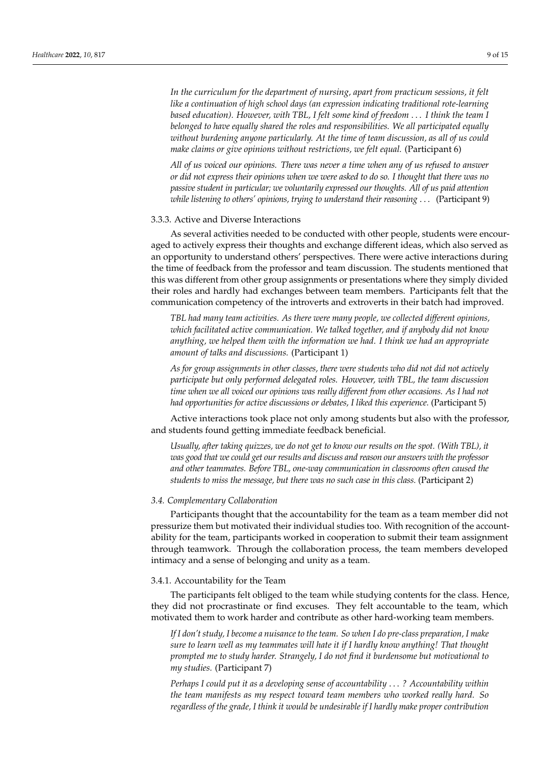*In the curriculum for the department of nursing, apart from practicum sessions, it felt like a continuation of high school days (an expression indicating traditional rote-learning based education). However, with TBL, I felt some kind of freedom . . . I think the team I belonged to have equally shared the roles and responsibilities. We all participated equally without burdening anyone particularly. At the time of team discussion, as all of us could make claims or give opinions without restrictions, we felt equal.* (Participant 6)

*All of us voiced our opinions. There was never a time when any of us refused to answer or did not express their opinions when we were asked to do so. I thought that there was no passive student in particular; we voluntarily expressed our thoughts. All of us paid attention while listening to others' opinions, trying to understand their reasoning . . .* (Participant 9)

#### 3.3.3. Active and Diverse Interactions

As several activities needed to be conducted with other people, students were encouraged to actively express their thoughts and exchange different ideas, which also served as an opportunity to understand others' perspectives. There were active interactions during the time of feedback from the professor and team discussion. The students mentioned that this was different from other group assignments or presentations where they simply divided their roles and hardly had exchanges between team members. Participants felt that the communication competency of the introverts and extroverts in their batch had improved.

*TBL had many team activities. As there were many people, we collected different opinions, which facilitated active communication. We talked together, and if anybody did not know anything, we helped them with the information we had. I think we had an appropriate amount of talks and discussions.* (Participant 1)

*As for group assignments in other classes, there were students who did not did not actively participate but only performed delegated roles. However, with TBL, the team discussion time when we all voiced our opinions was really different from other occasions. As I had not had opportunities for active discussions or debates, I liked this experience.* (Participant 5)

Active interactions took place not only among students but also with the professor, and students found getting immediate feedback beneficial.

*Usually, after taking quizzes, we do not get to know our results on the spot. (With TBL), it was good that we could get our results and discuss and reason our answers with the professor and other teammates. Before TBL, one-way communication in classrooms often caused the students to miss the message, but there was no such case in this class.* (Participant 2)

### *3.4. Complementary Collaboration*

Participants thought that the accountability for the team as a team member did not pressurize them but motivated their individual studies too. With recognition of the accountability for the team, participants worked in cooperation to submit their team assignment through teamwork. Through the collaboration process, the team members developed intimacy and a sense of belonging and unity as a team.

#### 3.4.1. Accountability for the Team

The participants felt obliged to the team while studying contents for the class. Hence, they did not procrastinate or find excuses. They felt accountable to the team, which motivated them to work harder and contribute as other hard-working team members.

*If I don't study, I become a nuisance to the team. So when I do pre-class preparation, I make sure to learn well as my teammates will hate it if I hardly know anything! That thought prompted me to study harder. Strangely, I do not find it burdensome but motivational to my studies.* (Participant 7)

*Perhaps I could put it as a developing sense of accountability . . . ? Accountability within the team manifests as my respect toward team members who worked really hard. So regardless of the grade, I think it would be undesirable if I hardly make proper contribution*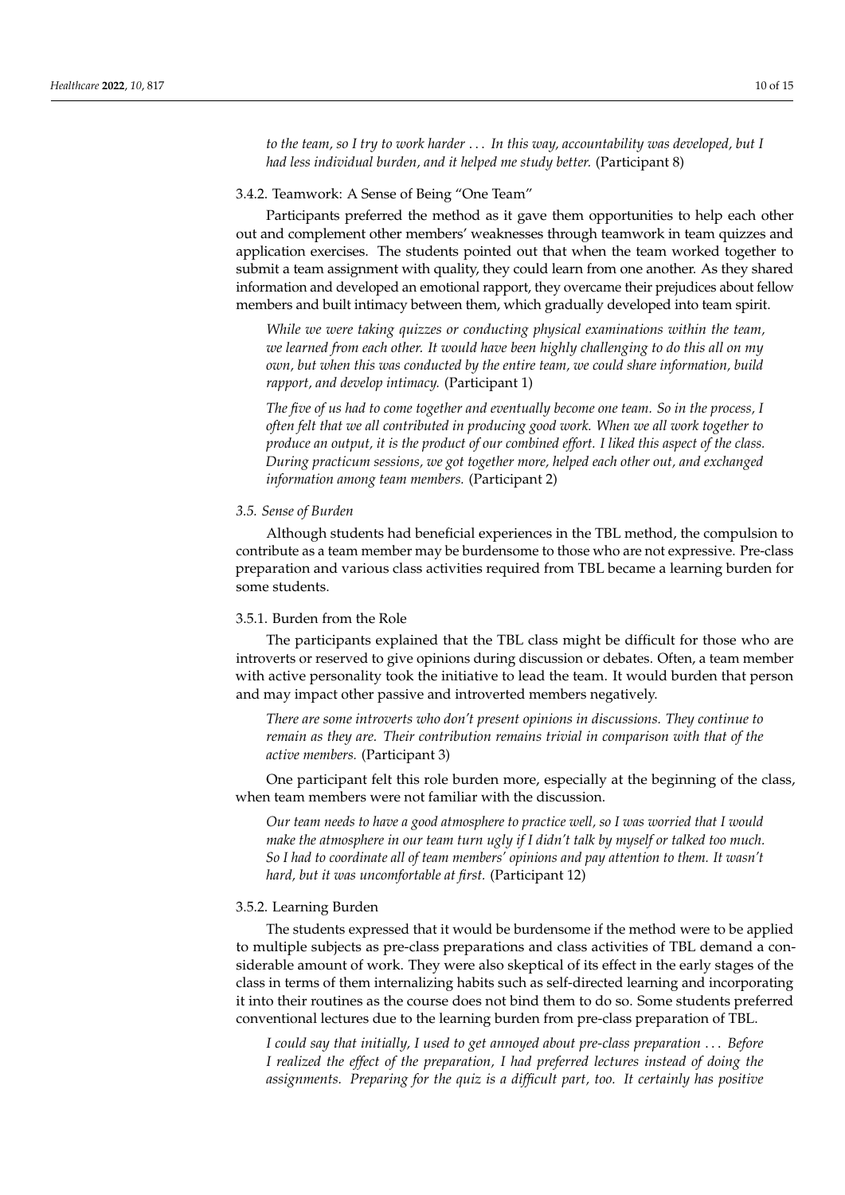*to the team, so I try to work harder . . . In this way, accountability was developed, but I had less individual burden, and it helped me study better.* (Participant 8)

#### 3.4.2. Teamwork: A Sense of Being "One Team"

Participants preferred the method as it gave them opportunities to help each other out and complement other members' weaknesses through teamwork in team quizzes and application exercises. The students pointed out that when the team worked together to submit a team assignment with quality, they could learn from one another. As they shared information and developed an emotional rapport, they overcame their prejudices about fellow members and built intimacy between them, which gradually developed into team spirit.

> *While we were taking quizzes or conducting physical examinations within the team, we learned from each other. It would have been highly challenging to do this all on my own, but when this was conducted by the entire team, we could share information, build rapport, and develop intimacy.* (Participant 1)

> *The five of us had to come together and eventually become one team. So in the process, I often felt that we all contributed in producing good work. When we all work together to produce an output, it is the product of our combined effort. I liked this aspect of the class. During practicum sessions, we got together more, helped each other out, and exchanged information among team members.* (Participant 2)

### *3.5. Sense of Burden*

Although students had beneficial experiences in the TBL method, the compulsion to contribute as a team member may be burdensome to those who are not expressive. Pre-class preparation and various class activities required from TBL became a learning burden for some students.

#### 3.5.1. Burden from the Role

The participants explained that the TBL class might be difficult for those who are introverts or reserved to give opinions during discussion or debates. Often, a team member with active personality took the initiative to lead the team. It would burden that person and may impact other passive and introverted members negatively.

> *There are some introverts who don't present opinions in discussions. They continue to remain as they are. Their contribution remains trivial in comparison with that of the active members.* (Participant 3)

One participant felt this role burden more, especially at the beginning of the class, when team members were not familiar with the discussion.

> *Our team needs to have a good atmosphere to practice well, so I was worried that I would make the atmosphere in our team turn ugly if I didn't talk by myself or talked too much. So I had to coordinate all of team members' opinions and pay attention to them. It wasn't hard, but it was uncomfortable at first.* (Participant 12)

#### 3.5.2. Learning Burden

The students expressed that it would be burdensome if the method were to be applied to multiple subjects as pre-class preparations and class activities of TBL demand a considerable amount of work. They were also skeptical of its effect in the early stages of the class in terms of them internalizing habits such as self-directed learning and incorporating it into their routines as the course does not bind them to do so. Some students preferred conventional lectures due to the learning burden from pre-class preparation of TBL.

> *I could say that initially, I used to get annoyed about pre-class preparation . . . Before I realized the effect of the preparation, I had preferred lectures instead of doing the assignments. Preparing for the quiz is a difficult part, too. It certainly has positive*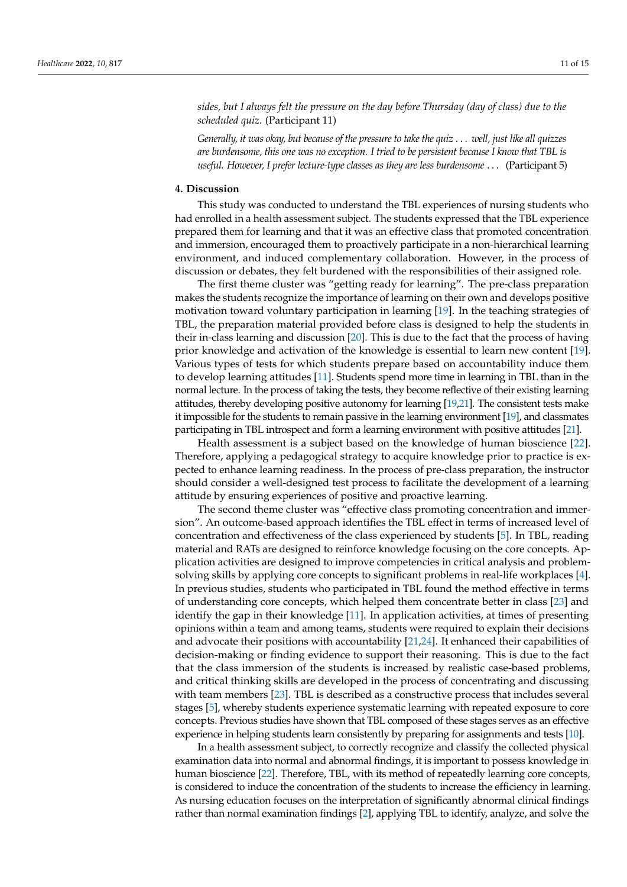*sides, but I always felt the pressure on the day before Thursday (day of class) due to the scheduled quiz.* (Participant 11)

*Generally, it was okay, but because of the pressure to take the quiz . . . well, just like all quizzes are burdensome, this one was no exception. I tried to be persistent because I know that TBL is useful. However, I prefer lecture-type classes as they are less burdensome . . .* (Participant 5)

## 4. Discussion

This study was conducted to understand the TBL experiences of nursing students who had enrolled in a health assessment subject. The students expressed that the TBL experience prepared them for learning and that it was an effective class that promoted concentration and immersion, encouraged them to proactively participate in a non-hierarchical learning environment, and induced complementary collaboration. However, in the process of discussion or debates, they felt burdened with the responsibilities of their assigned role.

The first theme cluster was "getting ready for learning". The pre-class preparation makes the students recognize the importance of learning on their own and develops positive motivation toward voluntary participation in learning [19]. In the teaching strategies of TBL, the preparation material provided before class is designed to help the students in their in-class learning and discussion [20]. This is due to the fact that the process of having prior knowledge and activation of the knowledge is essential to learn new content [19]. Various types of tests for which students prepare based on accountability induce them to develop learning attitudes [11]. Students spend more time in learning in TBL than in the normal lecture. In the process of taking the tests, they become reflective of their existing learning attitudes, thereby developing positive autonomy for learning [19,21]. The consistent tests make it impossible for the students to remain passive in the learning environment [19], and classmates participating in TBL introspect and form a learning environment with positive attitudes [21].

Health assessment is a subject based on the knowledge of human bioscience [22]. Therefore, applying a pedagogical strategy to acquire knowledge prior to practice is expected to enhance learning readiness. In the process of pre-class preparation, the instructor should consider a well-designed test process to facilitate the development of a learning attitude by ensuring experiences of positive and proactive learning.

The second theme cluster was "effective class promoting concentration and immersion". An outcome-based approach identifies the TBL effect in terms of increased level of concentration and effectiveness of the class experienced by students [5]. In TBL, reading material and RATs are designed to reinforce knowledge focusing on the core concepts. Application activities are designed to improve competencies in critical analysis and problem-solving skills by applying core concepts to significant problems in real-life workplaces [4]. In previous studies, students who participated in TBL found the method effective in terms of understanding core concepts, which helped them concentrate better in class [23] and identify the gap in their knowledge [11]. In application activities, at times of presenting opinions within a team and among teams, students were required to explain their decisions and advocate their positions with accountability [21,24]. It enhanced their capabilities of decision-making or finding evidence to support their reasoning. This is due to the fact that the class immersion of the students is increased by realistic case-based problems, and critical thinking skills are developed in the process of concentrating and discussing with team members [23]. TBL is described as a constructive process that includes several stages [5], whereby students experience systematic learning with repeated exposure to core concepts. Previous studies have shown that TBL composed of these stages serves as an effective experience in helping students learn consistently by preparing for assignments and tests [10].

In a health assessment subject, to correctly recognize and classify the collected physical examination data into normal and abnormal findings, it is important to possess knowledge in human bioscience [22]. Therefore, TBL, with its method of repeatedly learning core concepts, is considered to induce the concentration of the students to increase the efficiency in learning. As nursing education focuses on the interpretation of significantly abnormal clinical findings rather than normal examination findings [2], applying TBL to identify, analyze, and solve the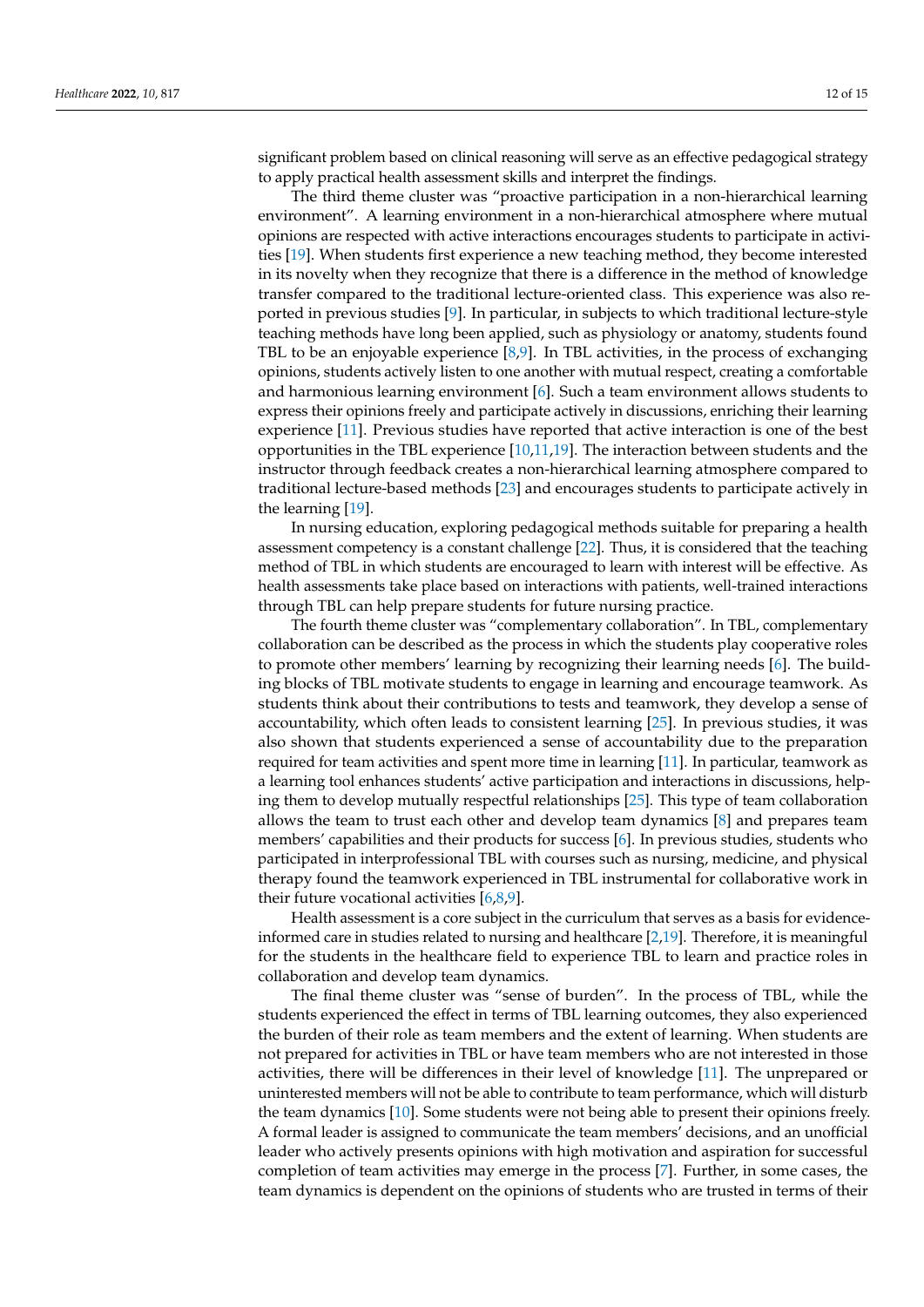significant problem based on clinical reasoning will serve as an effective pedagogical strategy to apply practical health assessment skills and interpret the findings.

The third theme cluster was "proactive participation in a non-hierarchical learning environment". A learning environment in a non-hierarchical atmosphere where mutual opinions are respected with active interactions encourages students to participate in activities [19]. When students first experience a new teaching method, they become interested in its novelty when they recognize that there is a difference in the method of knowledge transfer compared to the traditional lecture-oriented class. This experience was also reported in previous studies [9]. In particular, in subjects to which traditional lecture-style teaching methods have long been applied, such as physiology or anatomy, students found TBL to be an enjoyable experience [8,9]. In TBL activities, in the process of exchanging opinions, students actively listen to one another with mutual respect, creating a comfortable and harmonious learning environment [6]. Such a team environment allows students to express their opinions freely and participate actively in discussions, enriching their learning experience [11]. Previous studies have reported that active interaction is one of the best opportunities in the TBL experience [10,11,19]. The interaction between students and the instructor through feedback creates a non-hierarchical learning atmosphere compared to traditional lecture-based methods [23] and encourages students to participate actively in the learning [19].

In nursing education, exploring pedagogical methods suitable for preparing a health assessment competency is a constant challenge [22]. Thus, it is considered that the teaching method of TBL in which students are encouraged to learn with interest will be effective. As health assessments take place based on interactions with patients, well-trained interactions through TBL can help prepare students for future nursing practice.

The fourth theme cluster was "complementary collaboration". In TBL, complementary collaboration can be described as the process in which the students play cooperative roles to promote other members' learning by recognizing their learning needs [6]. The building blocks of TBL motivate students to engage in learning and encourage teamwork. As students think about their contributions to tests and teamwork, they develop a sense of accountability, which often leads to consistent learning [25]. In previous studies, it was also shown that students experienced a sense of accountability due to the preparation required for team activities and spent more time in learning [11]. In particular, teamwork as a learning tool enhances students' active participation and interactions in discussions, helping them to develop mutually respectful relationships [25]. This type of team collaboration allows the team to trust each other and develop team dynamics [8] and prepares team members' capabilities and their products for success [6]. In previous studies, students who participated in interprofessional TBL with courses such as nursing, medicine, and physical therapy found the teamwork experienced in TBL instrumental for collaborative work in their future vocational activities [6,8,9].

Health assessment is a core subject in the curriculum that serves as a basis for evidence-informed care in studies related to nursing and healthcare [2,19]. Therefore, it is meaningful for the students in the healthcare field to experience TBL to learn and practice roles in collaboration and develop team dynamics.

The final theme cluster was "sense of burden". In the process of TBL, while the students experienced the effect in terms of TBL learning outcomes, they also experienced the burden of their role as team members and the extent of learning. When students are not prepared for activities in TBL or have team members who are not interested in those activities, there will be differences in their level of knowledge [11]. The unprepared or uninterested members will not be able to contribute to team performance, which will disturb the team dynamics [10]. Some students were not being able to present their opinions freely. A formal leader is assigned to communicate the team members' decisions, and an unofficial leader who actively presents opinions with high motivation and aspiration for successful completion of team activities may emerge in the process [7]. Further, in some cases, the team dynamics is dependent on the opinions of students who are trusted in terms of their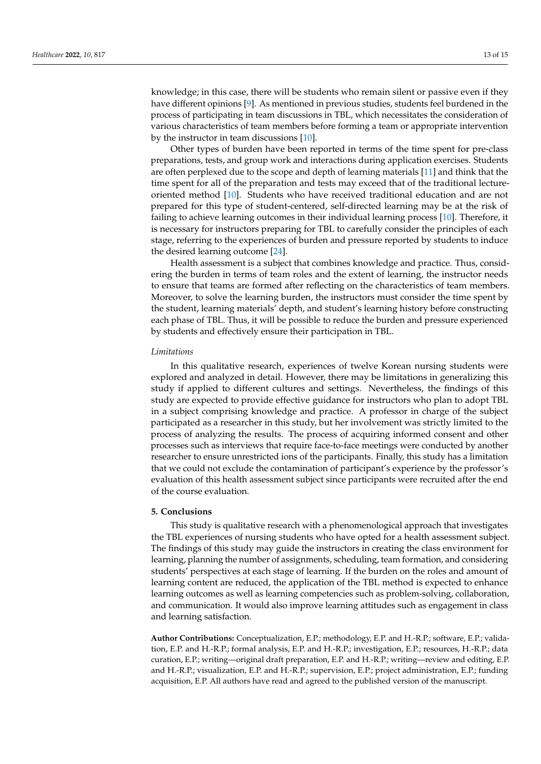knowledge; in this case, there will be students who remain silent or passive even if they have different opinions [9]. As mentioned in previous studies, students feel burdened in the process of participating in team discussions in TBL, which necessitates the consideration of various characteristics of team members before forming a team or appropriate intervention by the instructor in team discussions [10].

Other types of burden have been reported in terms of the time spent for pre-class preparations, tests, and group work and interactions during application exercises. Students are often perplexed due to the scope and depth of learning materials [11] and think that the time spent for all of the preparation and tests may exceed that of the traditional lecture-oriented method [10]. Students who have received traditional education and are not prepared for this type of student-centered, self-directed learning may be at the risk of failing to achieve learning outcomes in their individual learning process [10]. Therefore, it is necessary for instructors preparing for TBL to carefully consider the principles of each stage, referring to the experiences of burden and pressure reported by students to induce the desired learning outcome [24].

Health assessment is a subject that combines knowledge and practice. Thus, considering the burden in terms of team roles and the extent of learning, the instructor needs to ensure that teams are formed after reflecting on the characteristics of team members. Moreover, to solve the learning burden, the instructors must consider the time spent by the student, learning materials' depth, and student's learning history before constructing each phase of TBL. Thus, it will be possible to reduce the burden and pressure experienced by students and effectively ensure their participation in TBL.

*Limitations*

In this qualitative research, experiences of twelve Korean nursing students were explored and analyzed in detail. However, there may be limitations in generalizing this study if applied to different cultures and settings. Nevertheless, the findings of this study are expected to provide effective guidance for instructors who plan to adopt TBL in a subject comprising knowledge and practice. A professor in charge of the subject participated as a researcher in this study, but her involvement was strictly limited to the process of analyzing the results. The process of acquiring informed consent and other processes such as interviews that require face-to-face meetings were conducted by another researcher to ensure unrestricted ions of the participants. Finally, this study has a limitation that we could not exclude the contamination of participant's experience by the professor's evaluation of this health assessment subject since participants were recruited after the end of the course evaluation.

## 5. Conclusions

This study is qualitative research with a phenomenological approach that investigates the TBL experiences of nursing students who have opted for a health assessment subject. The findings of this study may guide the instructors in creating the class environment for learning, planning the number of assignments, scheduling, team formation, and considering students' perspectives at each stage of learning. If the burden on the roles and amount of learning content are reduced, the application of the TBL method is expected to enhance learning outcomes as well as learning competencies such as problem-solving, collaboration, and communication. It would also improve learning attitudes such as engagement in class and learning satisfaction.

**Author Contributions:** Conceptualization, E.P.; methodology, E.P. and H.-R.P.; software, E.P.; validation, E.P. and H.-R.P.; formal analysis, E.P. and H.-R.P.; investigation, E.P.; resources, H.-R.P.; data curation, E.P.; writing—original draft preparation, E.P. and H.-R.P.; writing—review and editing, E.P. and H.-R.P.; visualization, E.P. and H.-R.P.; supervision, E.P.; project administration, E.P.; funding acquisition, E.P. All authors have read and agreed to the published version of the manuscript.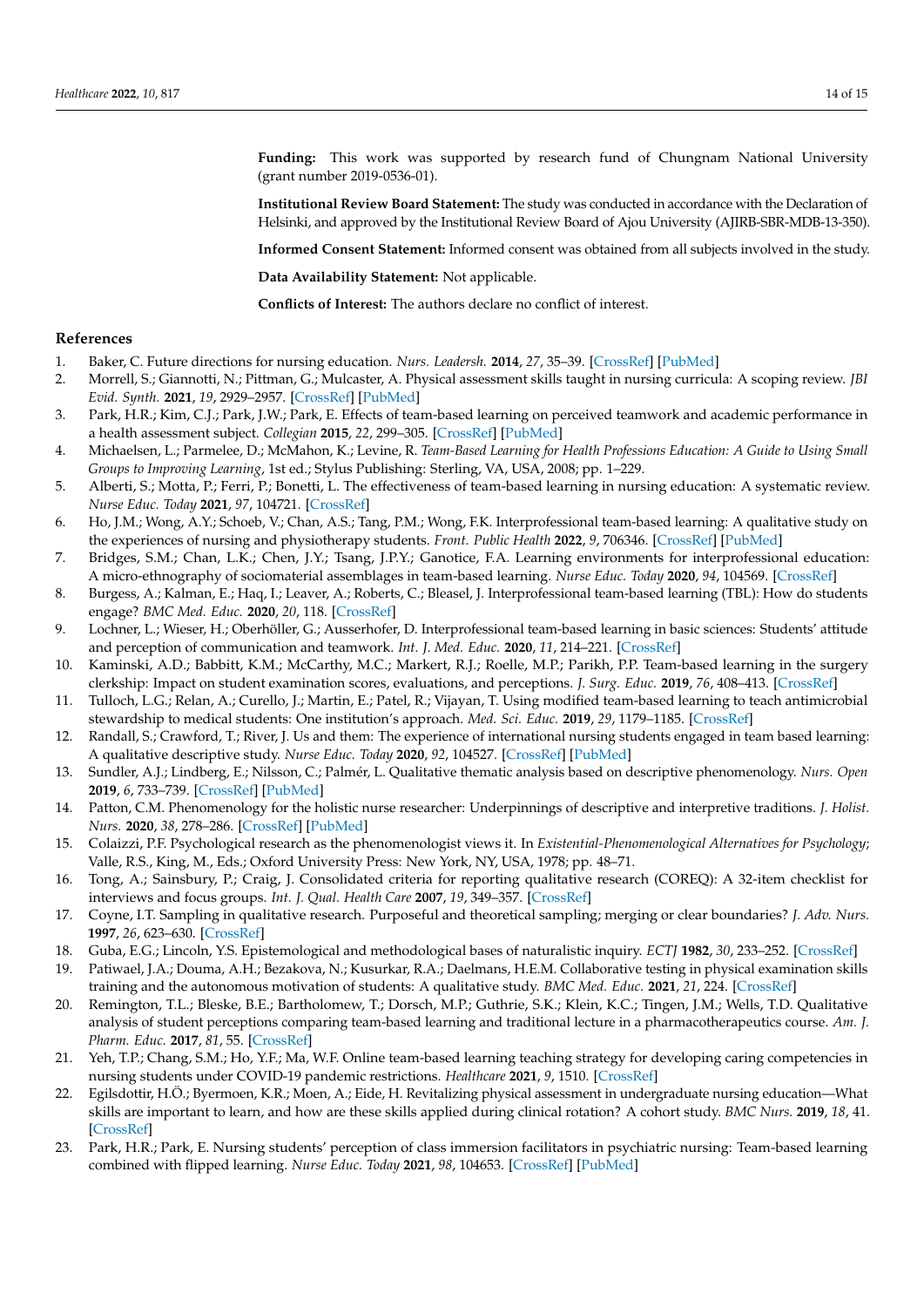**Funding:** This work was supported by research fund of Chungnam National University (grant number 2019-0536-01).

**Institutional Review Board Statement:** The study was conducted in accordance with the Declaration of Helsinki, and approved by the Institutional Review Board of Ajou University (AJIRB-SBR-MDB-13-350).

**Informed Consent Statement:** Informed consent was obtained from all subjects involved in the study.

**Data Availability Statement:** Not applicable.

**Conflicts of Interest:** The authors declare no conflict of interest.

## References

1. Baker, C. Future directions for nursing education. *Nurs. Leadersh.* **2014**, *27*, 35–39. [CrossRef] [PubMed]
2. Morrell, S.; Giannotti, N.; Pittman, G.; Mulcaster, A. Physical assessment skills taught in nursing curricula: A scoping review. *JBI Evid. Synth.* **2021**, *19*, 2929–2957. [CrossRef] [PubMed]
3. Park, H.R.; Kim, C.J.; Park, J.W.; Park, E. Effects of team-based learning on perceived teamwork and academic performance in a health assessment subject. *Collegian* **2015**, *22*, 299–305. [CrossRef] [PubMed]
4. Michaelsen, L.; Parmelee, D.; McMahon, K.; Levine, R. *Team-Based Learning for Health Professions Education: A Guide to Using Small Groups to Improving Learning*, 1st ed.; Stylus Publishing: Sterling, VA, USA, 2008; pp. 1–229.
5. Alberti, S.; Motta, P.; Ferri, P.; Bonetti, L. The effectiveness of team-based learning in nursing education: A systematic review. *Nurse Educ. Today* **2021**, *97*, 104721. [CrossRef]
6. Ho, J.M.; Wong, A.Y.; Schoeb, V.; Chan, A.S.; Tang, P.M.; Wong, F.K. Interprofessional team-based learning: A qualitative study on the experiences of nursing and physiotherapy students. *Front. Public Health* **2022**, *9*, 706346. [CrossRef] [PubMed]
7. Bridges, S.M.; Chan, L.K.; Chen, J.Y.; Tsang, J.P.Y.; Ganotice, F.A. Learning environments for interprofessional education: A micro-ethnography of sociomaterial assemblages in team-based learning. *Nurse Educ. Today* **2020**, *94*, 104569. [CrossRef]
8. Burgess, A.; Kalman, E.; Haq, I.; Leaver, A.; Roberts, C.; Bleasel, J. Interprofessional team-based learning (TBL): How do students engage? *BMC Med. Educ.* **2020**, *20*, 118. [CrossRef]
9. Lochner, L.; Wieser, H.; Oberhöller, G.; Ausserhofer, D. Interprofessional team-based learning in basic sciences: Students' attitude and perception of communication and teamwork. *Int. J. Med. Educ.* **2020**, *11*, 214–221. [CrossRef]
10. Kaminski, A.D.; Babbitt, K.M.; McCarthy, M.C.; Markert, R.J.; Roelle, M.P.; Parikh, P.P. Team-based learning in the surgery clerkship: Impact on student examination scores, evaluations, and perceptions. *J. Surg. Educ.* **2019**, *76*, 408–413. [CrossRef]
11. Tulloch, L.G.; Relan, A.; Curello, J.; Martin, E.; Patel, R.; Vijayan, T. Using modified team-based learning to teach antimicrobial stewardship to medical students: One institution's approach. *Med. Sci. Educ.* **2019**, *29*, 1179–1185. [CrossRef]
12. Randall, S.; Crawford, T.; River, J. Us and them: The experience of international nursing students engaged in team based learning: A qualitative descriptive study. *Nurse Educ. Today* **2020**, *92*, 104527. [CrossRef] [PubMed]
13. Sundler, A.J.; Lindberg, E.; Nilsson, C.; Palmér, L. Qualitative thematic analysis based on descriptive phenomenology. *Nurs. Open* **2019**, *6*, 733–739. [CrossRef] [PubMed]
14. Patton, C.M. Phenomenology for the holistic nurse researcher: Underpinnings of descriptive and interpretive traditions. *J. Holist. Nurs.* **2020**, *38*, 278–286. [CrossRef] [PubMed]
15. Colaizzi, P.F. Psychological research as the phenomenologist views it. In *Existential-Phenomenological Alternatives for Psychology*; Valle, R.S., King, M., Eds.; Oxford University Press: New York, NY, USA, 1978; pp. 48–71.
16. Tong, A.; Sainsbury, P.; Craig, J. Consolidated criteria for reporting qualitative research (COREQ): A 32-item checklist for interviews and focus groups. *Int. J. Qual. Health Care* **2007**, *19*, 349–357. [CrossRef]
17. Coyne, I.T. Sampling in qualitative research. Purposeful and theoretical sampling; merging or clear boundaries? *J. Adv. Nurs.* **1997**, *26*, 623–630. [CrossRef]
18. Guba, E.G.; Lincoln, Y.S. Epistemological and methodological bases of naturalistic inquiry. *ECTJ* **1982**, *30*, 233–252. [CrossRef]
19. Patiwael, J.A.; Douma, A.H.; Bezakova, N.; Kusurkar, R.A.; Daelmans, H.E.M. Collaborative testing in physical examination skills training and the autonomous motivation of students: A qualitative study. *BMC Med. Educ.* **2021**, *21*, 224. [CrossRef]
20. Remington, T.L.; Bleske, B.E.; Bartholomew, T.; Dorsch, M.P.; Guthrie, S.K.; Klein, K.C.; Tingen, J.M.; Wells, T.D. Qualitative analysis of student perceptions comparing team-based learning and traditional lecture in a pharmacotherapeutics course. *Am. J. Pharm. Educ.* **2017**, *81*, 55. [CrossRef]
21. Yeh, T.P.; Chang, S.M.; Ho, Y.F.; Ma, W.F. Online team-based learning teaching strategy for developing caring competencies in nursing students under COVID-19 pandemic restrictions. *Healthcare* **2021**, *9*, 1510. [CrossRef]
22. Egilsdottir, H.Ö.; Byermoen, K.R.; Moen, A.; Eide, H. Revitalizing physical assessment in undergraduate nursing education—What skills are important to learn, and how are these skills applied during clinical rotation? A cohort study. *BMC Nurs.* **2019**, *18*, 41. [CrossRef]
23. Park, H.R.; Park, E. Nursing students' perception of class immersion facilitators in psychiatric nursing: Team-based learning combined with flipped learning. *Nurse Educ. Today* **2021**, *98*, 104653. [CrossRef] [PubMed]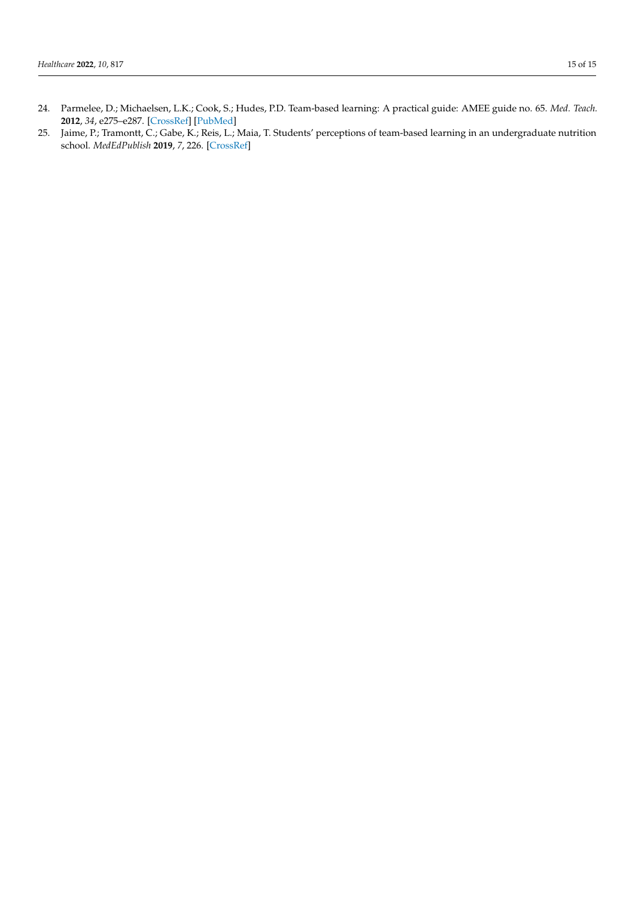24. Parmelee, D.; Michaelsen, L.K.; Cook, S.; Hudes, P.D. Team-based learning: A practical guide: AMEE guide no. 65. *Med. Teach.* **2012**, *34*, e275–e287. [CrossRef] [PubMed]
25. Jaime, P.; Tramontt, C.; Gabe, K.; Reis, L.; Maia, T. Students' perceptions of team-based learning in an undergraduate nutrition school. *MedEdPublish* **2019**, *7*, 226. [CrossRef]